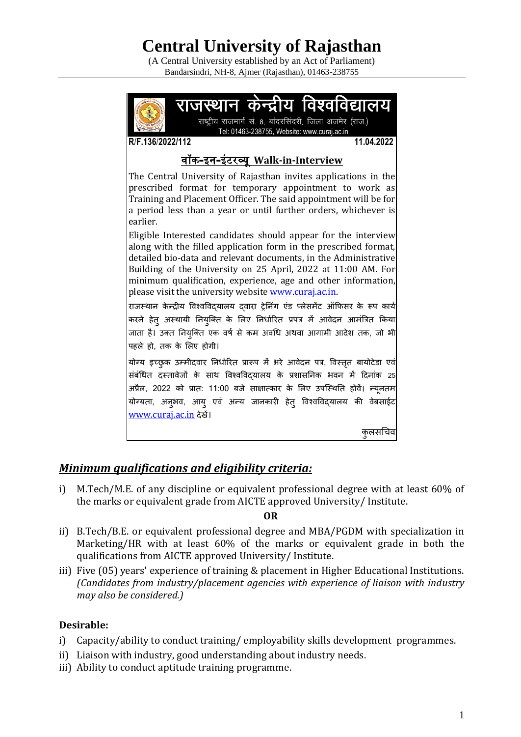# Central University of Rajasthan

(A Central University established by an Act of Parliament)
Bandarsindri, NH-8, Ajmer (Rajasthan), 01463-238755

## राजस्थान केन्द्रीय विश्वविद्यालय

राष्ट्रीय राजमार्ग सं. 8, बांदरसिंदरी, जिला अजमेर (राज.)
Tel: 01463-238755, Website: www.curaj.ac.in

**R/F.136/2022/112** **11.04.2022**

### वॉक-इन-इंटरव्यू Walk-in-Interview

The Central University of Rajasthan invites applications in the prescribed format for temporary appointment to work as Training and Placement Officer. The said appointment will be for a period less than a year or until further orders, whichever is earlier.

Eligible Interested candidates should appear for the interview along with the filled application form in the prescribed format, detailed bio-data and relevant documents, in the Administrative Building of the University on 25 April, 2022 at 11:00 AM. For minimum qualification, experience, age and other information, please visit the university website www.curaj.ac.in.

राजस्थान केन्द्रीय विश्वविद्यालय द्वारा ट्रेनिंग एंड प्लेसमेंट ऑफिसर के रूप कार्य करने हेतु अस्थायी नियुक्ति के लिए निर्धारित प्रपत्र में आवेदन आमंत्रित किया जाता है। उक्त नियुक्ति एक वर्ष से कम अवधि अथवा आगामी आदेश तक, जो भी पहले हो, तक के लिए होगी।

योग्य इच्छुक उम्मीदवार निर्धारित प्रारूप में भरे आवेदन पत्र, विस्तृत बायोटेडा एवं संबंधित दस्तावेजों के साथ विश्वविद्यालय के प्रशासनिक भवन में दिनांक 25 अप्रैल, 2022 को प्रातः 11:00 बजे साक्षात्कार के लिए उपस्थिति होवें। न्यूनतम योग्यता, अनुभव, आयु एवं अन्य जानकारी हेतु विश्वविद्यालय की वेबसाईट www.curaj.ac.in देखें।

कुलसचिव

## *Minimum qualifications and eligibility criteria:*

i) M.Tech/M.E. of any discipline or equivalent professional degree with at least 60% of the marks or equivalent grade from AICTE approved University/ Institute.

**OR**

ii) B.Tech/B.E. or equivalent professional degree and MBA/PGDM with specialization in Marketing/HR with at least 60% of the marks or equivalent grade in both the qualifications from AICTE approved University/ Institute.

iii) Five (05) years' experience of training & placement in Higher Educational Institutions. *(Candidates from industry/placement agencies with experience of liaison with industry may also be considered.)*

### Desirable:

i) Capacity/ability to conduct training/ employability skills development programmes.

ii) Liaison with industry, good understanding about industry needs.

iii) Ability to conduct aptitude training programme.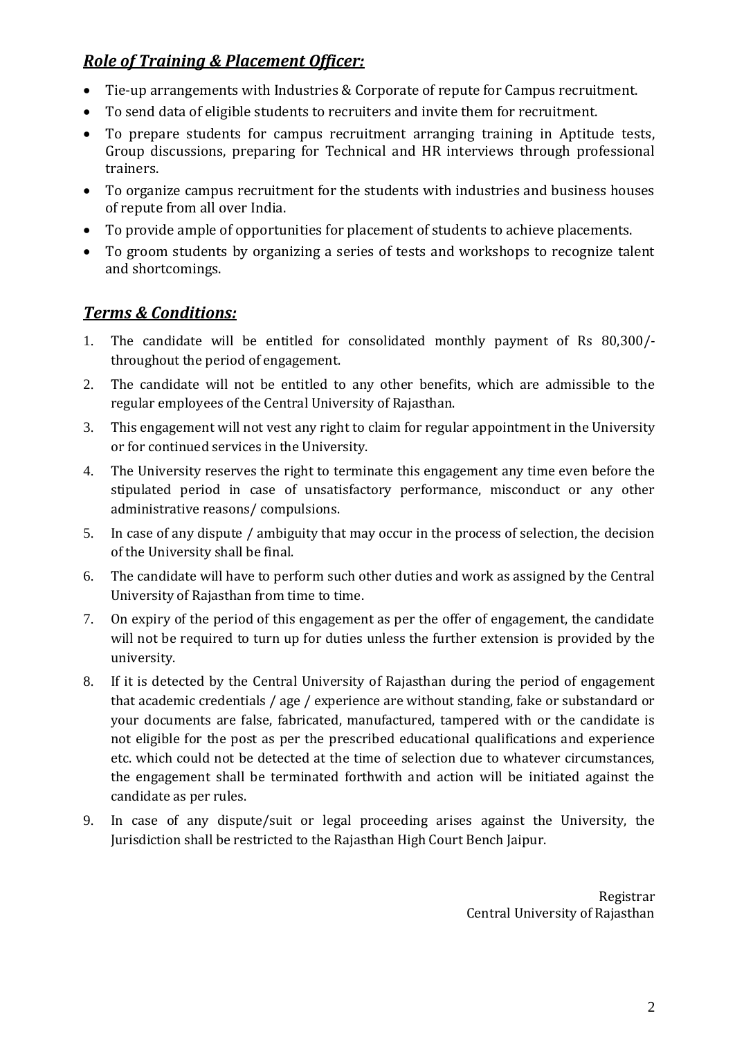## ***Role of Training & Placement Officer:***

- Tie-up arrangements with Industries & Corporate of repute for Campus recruitment.
- To send data of eligible students to recruiters and invite them for recruitment.
- To prepare students for campus recruitment arranging training in Aptitude tests, Group discussions, preparing for Technical and HR interviews through professional trainers.
- To organize campus recruitment for the students with industries and business houses of repute from all over India.
- To provide ample of opportunities for placement of students to achieve placements.
- To groom students by organizing a series of tests and workshops to recognize talent and shortcomings.

## ***Terms & Conditions:***

1. The candidate will be entitled for consolidated monthly payment of Rs 80,300/- throughout the period of engagement.
2. The candidate will not be entitled to any other benefits, which are admissible to the regular employees of the Central University of Rajasthan.
3. This engagement will not vest any right to claim for regular appointment in the University or for continued services in the University.
4. The University reserves the right to terminate this engagement any time even before the stipulated period in case of unsatisfactory performance, misconduct or any other administrative reasons/ compulsions.
5. In case of any dispute / ambiguity that may occur in the process of selection, the decision of the University shall be final.
6. The candidate will have to perform such other duties and work as assigned by the Central University of Rajasthan from time to time.
7. On expiry of the period of this engagement as per the offer of engagement, the candidate will not be required to turn up for duties unless the further extension is provided by the university.
8. If it is detected by the Central University of Rajasthan during the period of engagement that academic credentials / age / experience are without standing, fake or substandard or your documents are false, fabricated, manufactured, tampered with or the candidate is not eligible for the post as per the prescribed educational qualifications and experience etc. which could not be detected at the time of selection due to whatever circumstances, the engagement shall be terminated forthwith and action will be initiated against the candidate as per rules.
9. In case of any dispute/suit or legal proceeding arises against the University, the Jurisdiction shall be restricted to the Rajasthan High Court Bench Jaipur.

Registrar
Central University of Rajasthan